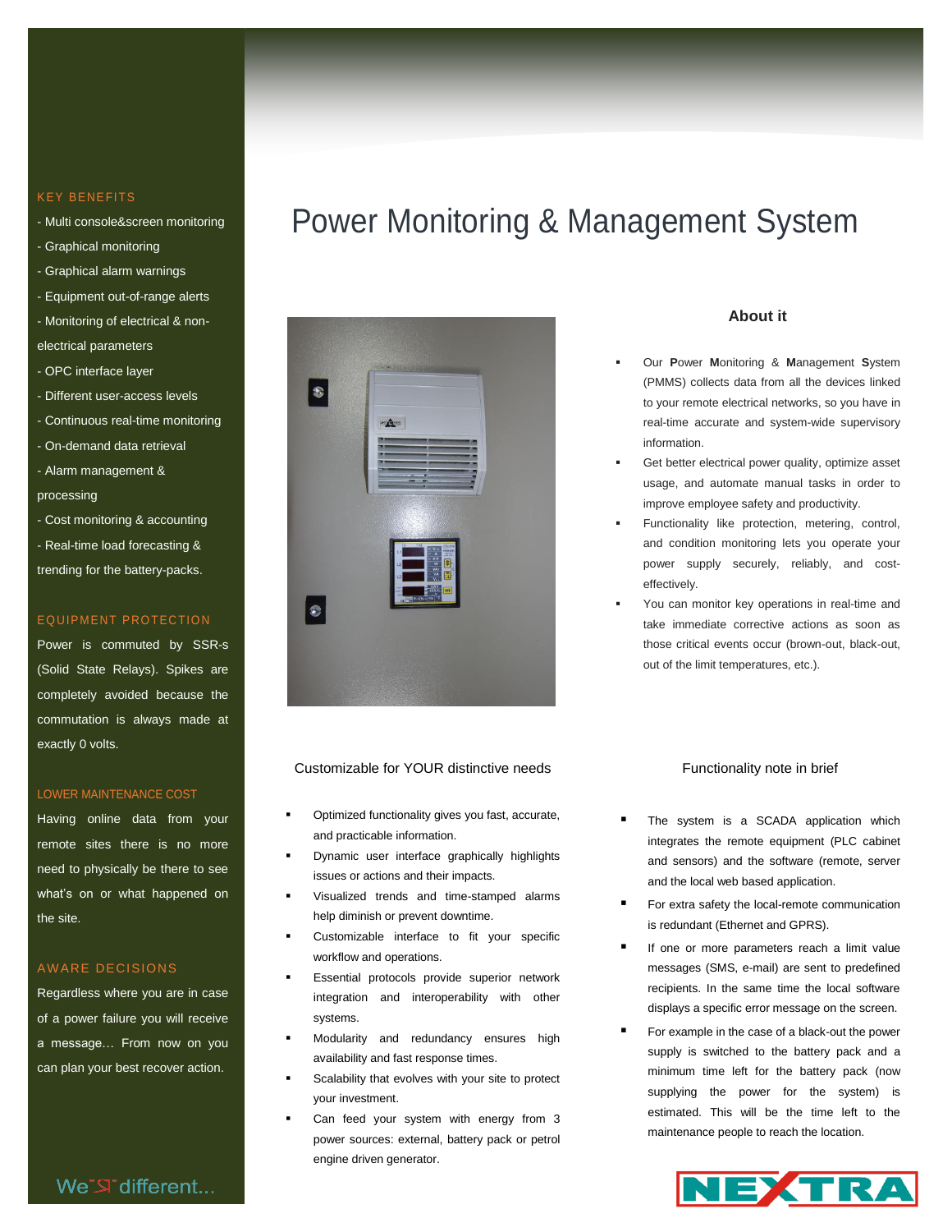# Power Monitoring & Management System

## About it

- Our **P**ower **M**onitoring & **M**anagement **S**ystem (PMMS) collects data from all the devices linked to your remote electrical networks, so you have in real-time accurate and system-wide supervisory information.
- Get better electrical power quality, optimize asset usage, and automate manual tasks in order to improve employee safety and productivity.
- Functionality like protection, metering, control, and condition monitoring lets you operate your power supply securely, reliably, and cost-effectively.
- You can monitor key operations in real-time and take immediate corrective actions as soon as those critical events occur (brown-out, black-out, out of the limit temperatures, etc.).

### Customizable for YOUR distinctive needs

- Optimized functionality gives you fast, accurate, and practicable information.
- Dynamic user interface graphically highlights issues or actions and their impacts.
- Visualized trends and time-stamped alarms help diminish or prevent downtime.
- Customizable interface to fit your specific workflow and operations.
- Essential protocols provide superior network integration and interoperability with other systems.
- Modularity and redundancy ensures high availability and fast response times.
- Scalability that evolves with your site to protect your investment.
- Can feed your system with energy from 3 power sources: external, battery pack or petrol engine driven generator.

### Functionality note in brief

- The system is a SCADA application which integrates the remote equipment (PLC cabinet and sensors) and the software (remote, server and the local web based application.
- For extra safety the local-remote communication is redundant (Ethernet and GPRS).
- If one or more parameters reach a limit value messages (SMS, e-mail) are sent to predefined recipients. In the same time the local software displays a specific error message on the screen.
- For example in the case of a black-out the power supply is switched to the battery pack and a minimum time left for the battery pack (now supplying the power for the system) is estimated. This will be the time left to the maintenance people to reach the location.

### KEY BENEFITS

- Multi console&screen monitoring
- Graphical monitoring
- Graphical alarm warnings
- Equipment out-of-range alerts
- Monitoring of electrical & non-electrical parameters
- OPC interface layer
- Different user-access levels
- Continuous real-time monitoring
- On-demand data retrieval
- Alarm management & processing
- Cost monitoring & accounting
- Real-time load forecasting & trending for the battery-packs.

### EQUIPMENT PROTECTION

Power is commuted by SSR-s (Solid State Relays). Spikes are completely avoided because the commutation is always made at exactly 0 volts.

### LOWER MAINTENANCE COST

Having online data from your remote sites there is no more need to physically be there to see what's on or what happened on the site.

### AWARE DECISIONS

Regardless where you are in case of a power failure you will receive a message… From now on you can plan your best recover action.

We're different...

NEXTRA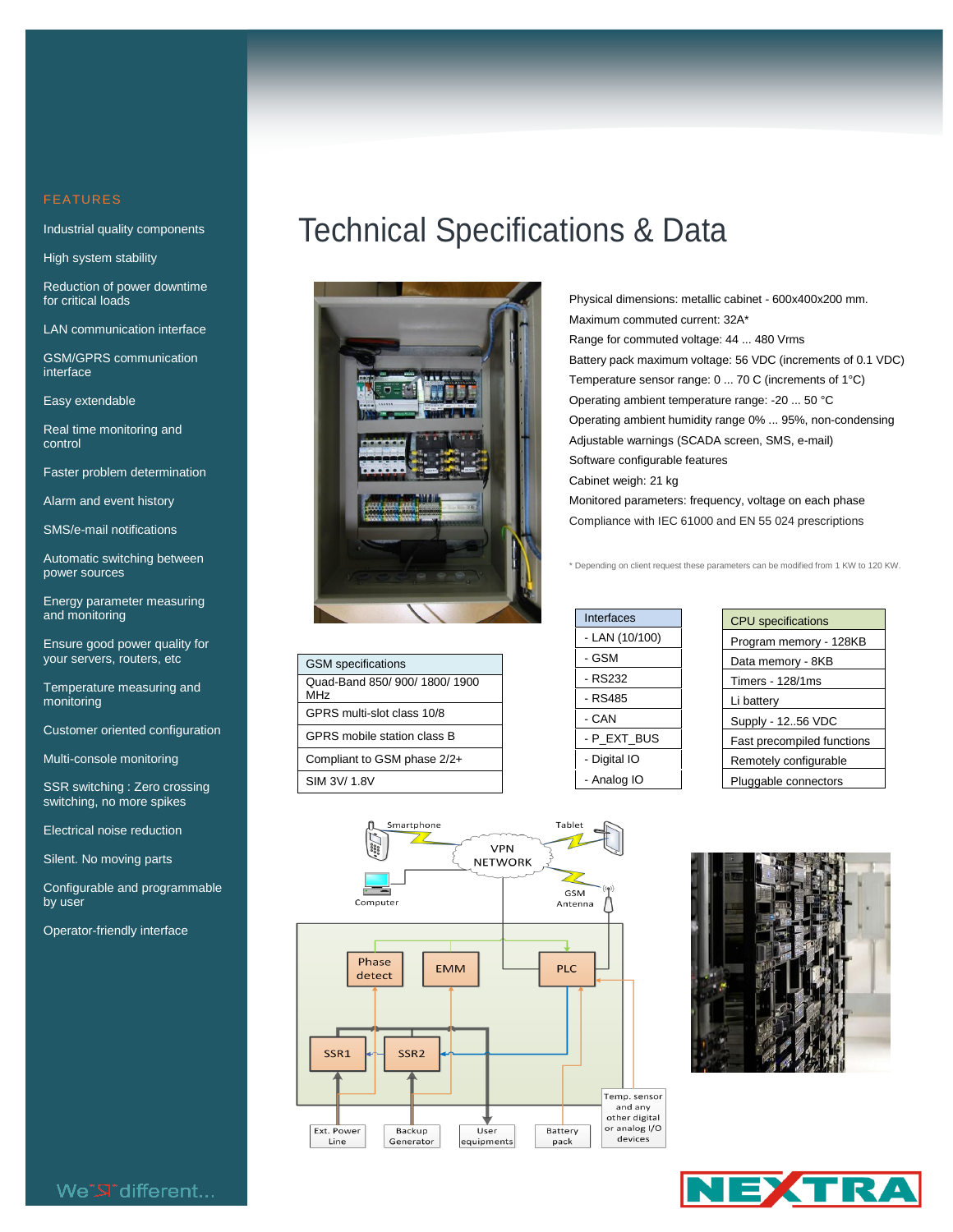## FEATURES

- Industrial quality components
- High system stability
- Reduction of power downtime for critical loads
- LAN communication interface
- GSM/GPRS communication interface
- Easy extendable
- Real time monitoring and control
- Faster problem determination
- Alarm and event history
- SMS/e-mail notifications
- Automatic switching between power sources
- Energy parameter measuring and monitoring
- Ensure good power quality for your servers, routers, etc
- Temperature measuring and monitoring
- Customer oriented configuration
- Multi-console monitoring
- SSR switching : Zero crossing switching, no more spikes
- Electrical noise reduction
- Silent. No moving parts
- Configurable and programmable by user
- Operator-friendly interface

We"SI"different...

# Technical Specifications & Data

Physical dimensions: metallic cabinet - 600x400x200 mm.
Maximum commuted current: 32A*
Range for commuted voltage: 44 ... 480 Vrms
Battery pack maximum voltage: 56 VDC (increments of 0.1 VDC)
Temperature sensor range: 0 ... 70 C (increments of 1°C)
Operating ambient temperature range: -20 ... 50 °C
Operating ambient humidity range 0% ... 95%, non-condensing
Adjustable warnings (SCADA screen, SMS, e-mail)
Software configurable features
Cabinet weigh: 21 kg
Monitored parameters: frequency, voltage on each phase
Compliance with IEC 61000 and EN 55 024 prescriptions

\* Depending on client request these parameters can be modified from 1 KW to 120 KW.

| GSM specifications |
|---|
| Quad-Band 850/ 900/ 1800/ 1900 MHz |
| GPRS multi-slot class 10/8 |
| GPRS mobile station class B |
| Compliant to GSM phase 2/2+ |
| SIM 3V/ 1.8V |

| Interfaces |
|---|
| - LAN (10/100) |
| - GSM |
| - RS232 |
| - RS485 |
| - CAN |
| - P_EXT_BUS |
| - Digital IO |
| - Analog IO |

| CPU specifications |
|---|
| Program memory - 128KB |
| Data memory - 8KB |
| Timers - 128/1ms |
| Li battery |
| Supply - 12..56 VDC |
| Fast precompiled functions |
| Remotely configurable |
| Pluggable connectors |

NEXTRA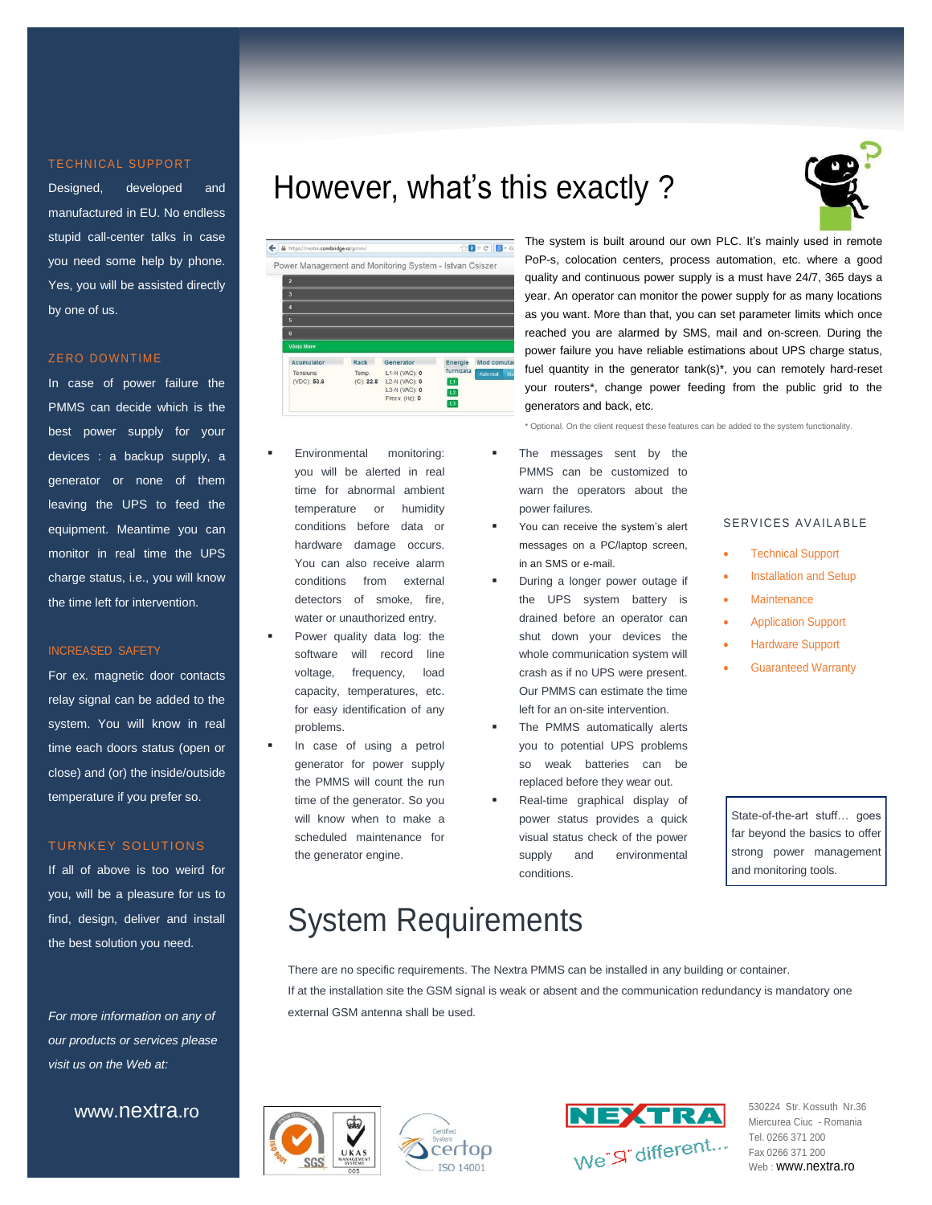## TECHNICAL SUPPORT

Designed, developed and manufactured in EU. No endless stupid call-center talks in case you need some help by phone. Yes, you will be assisted directly by one of us.

## ZERO DOWNTIME

In case of power failure the PMMS can decide which is the best power supply for your devices : a backup supply, a generator or none of them leaving the UPS to feed the equipment. Meantime you can monitor in real time the UPS charge status, i.e., you will know the time left for intervention.

## INCREASED SAFETY

For ex. magnetic door contacts relay signal can be added to the system. You will know in real time each doors status (open or close) and (or) the inside/outside temperature if you prefer so.

## TURNKEY SOLUTIONS

If all of above is too weird for you, will be a pleasure for us to find, design, deliver and install the best solution you need.

*For more information on any of our products or services please visit us on the Web at:*

www.nextra.ro

# However, what's this exactly ?

The system is built around our own PLC. It's mainly used in remote PoP-s, colocation centers, process automation, etc. where a good quality and continuous power supply is a must have 24/7, 365 days a year. An operator can monitor the power supply for as many locations as you want. More than that, you can set parameter limits which once reached you are alarmed by SMS, mail and on-screen. During the power failure you have reliable estimations about UPS charge status, fuel quantity in the generator tank(s)*, you can remotely hard-reset your routers*, change power feeding from the public grid to the generators and back, etc.

\* Optional. On the client request these features can be added to the system functionality.

- Environmental monitoring: you will be alerted in real time for abnormal ambient temperature or humidity conditions before data or hardware damage occurs. You can also receive alarm conditions from external detectors of smoke, fire, water or unauthorized entry.
- Power quality data log: the software will record line voltage, frequency, load capacity, temperatures, etc. for easy identification of any problems.
- In case of using a petrol generator for power supply the PMMS will count the run time of the generator. So you will know when to make a scheduled maintenance for the generator engine.
- The messages sent by the PMMS can be customized to warn the operators about the power failures.
- You can receive the system's alert messages on a PC/laptop screen, in an SMS or e-mail.
- During a longer power outage if the UPS system battery is drained before an operator can shut down your devices the whole communication system will crash as if no UPS were present. Our PMMS can estimate the time left for an on-site intervention.
- The PMMS automatically alerts you to potential UPS problems so weak batteries can be replaced before they wear out.
- Real-time graphical display of power status provides a quick visual status check of the power supply and environmental conditions.

## SERVICES AVAILABLE

- Technical Support
- Installation and Setup
- Maintenance
- Application Support
- Hardware Support
- Guaranteed Warranty

State-of-the-art stuff… goes far beyond the basics to offer strong power management and monitoring tools.

# System Requirements

There are no specific requirements. The Nextra PMMS can be installed in any building or container.
If at the installation site the GSM signal is weak or absent and the communication redundancy is mandatory one external GSM antenna shall be used.

NEXTRA
We "r" different...

530224 Str. Kossuth Nr.36
Miercurea Ciuc - Romania
Tel. 0266 371 200
Fax 0266 371 200
Web : www.nextra.ro